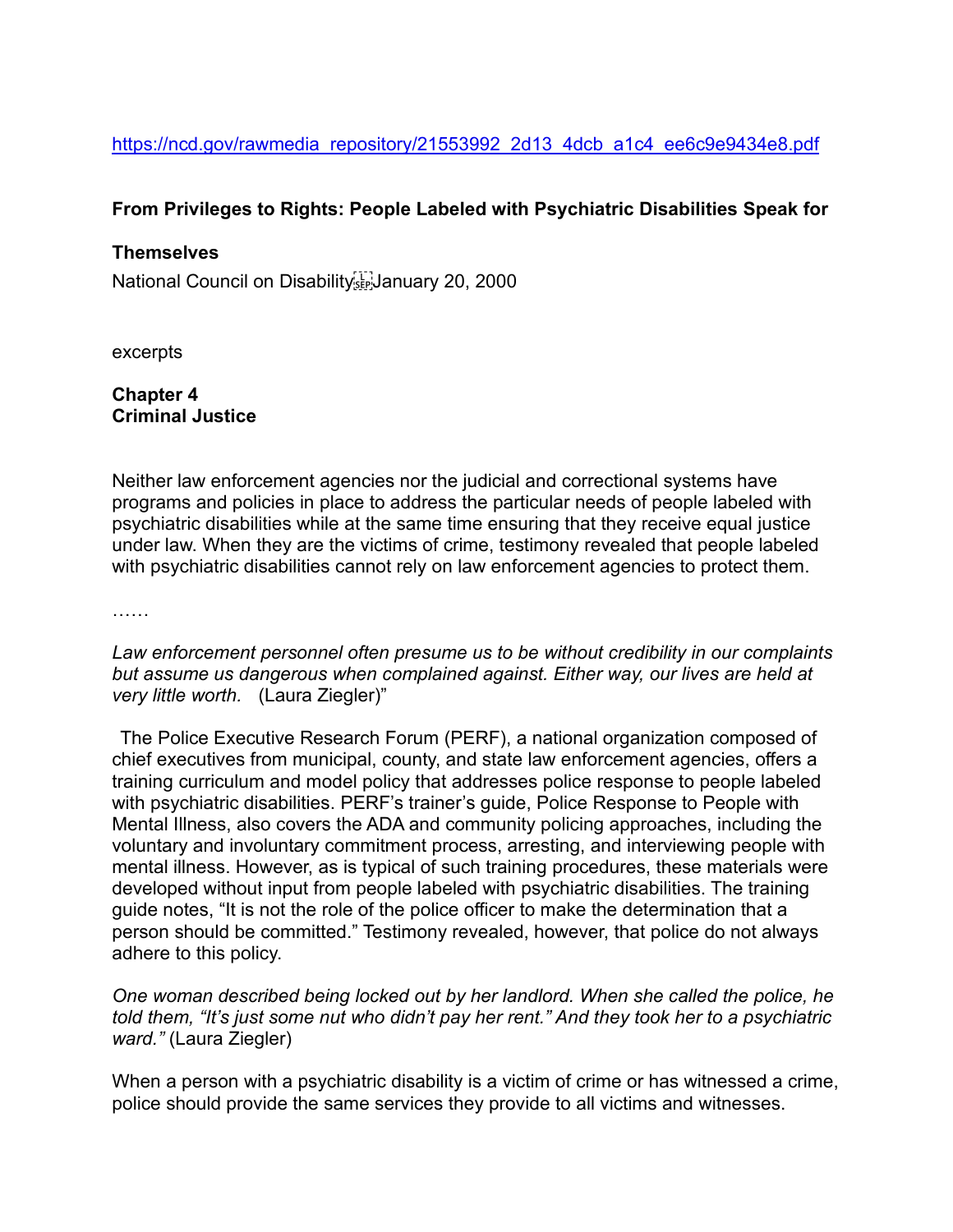https://ncd.gov/rawmedia_repository/21553992_2d13_4dcb_a1c4_ee6c9e9434e8.pdf

**From Privileges to Rights: People Labeled with Psychiatric Disabilities Speak for**

**Themselves**

National Council on Disability January 20, 2000

excerpts

**Chapter 4**
**Criminal Justice**

Neither law enforcement agencies nor the judicial and correctional systems have programs and policies in place to address the particular needs of people labeled with psychiatric disabilities while at the same time ensuring that they receive equal justice under law. When they are the victims of crime, testimony revealed that people labeled with psychiatric disabilities cannot rely on law enforcement agencies to protect them.

……

*Law enforcement personnel often presume us to be without credibility in our complaints but assume us dangerous when complained against. Either way, our lives are held at very little worth.* (Laura Ziegler)"

The Police Executive Research Forum (PERF), a national organization composed of chief executives from municipal, county, and state law enforcement agencies, offers a training curriculum and model policy that addresses police response to people labeled with psychiatric disabilities. PERF's trainer's guide, Police Response to People with Mental Illness, also covers the ADA and community policing approaches, including the voluntary and involuntary commitment process, arresting, and interviewing people with mental illness. However, as is typical of such training procedures, these materials were developed without input from people labeled with psychiatric disabilities. The training guide notes, "It is not the role of the police officer to make the determination that a person should be committed." Testimony revealed, however, that police do not always adhere to this policy.

*One woman described being locked out by her landlord. When she called the police, he told them, "It's just some nut who didn't pay her rent." And they took her to a psychiatric ward."* (Laura Ziegler)

When a person with a psychiatric disability is a victim of crime or has witnessed a crime, police should provide the same services they provide to all victims and witnesses.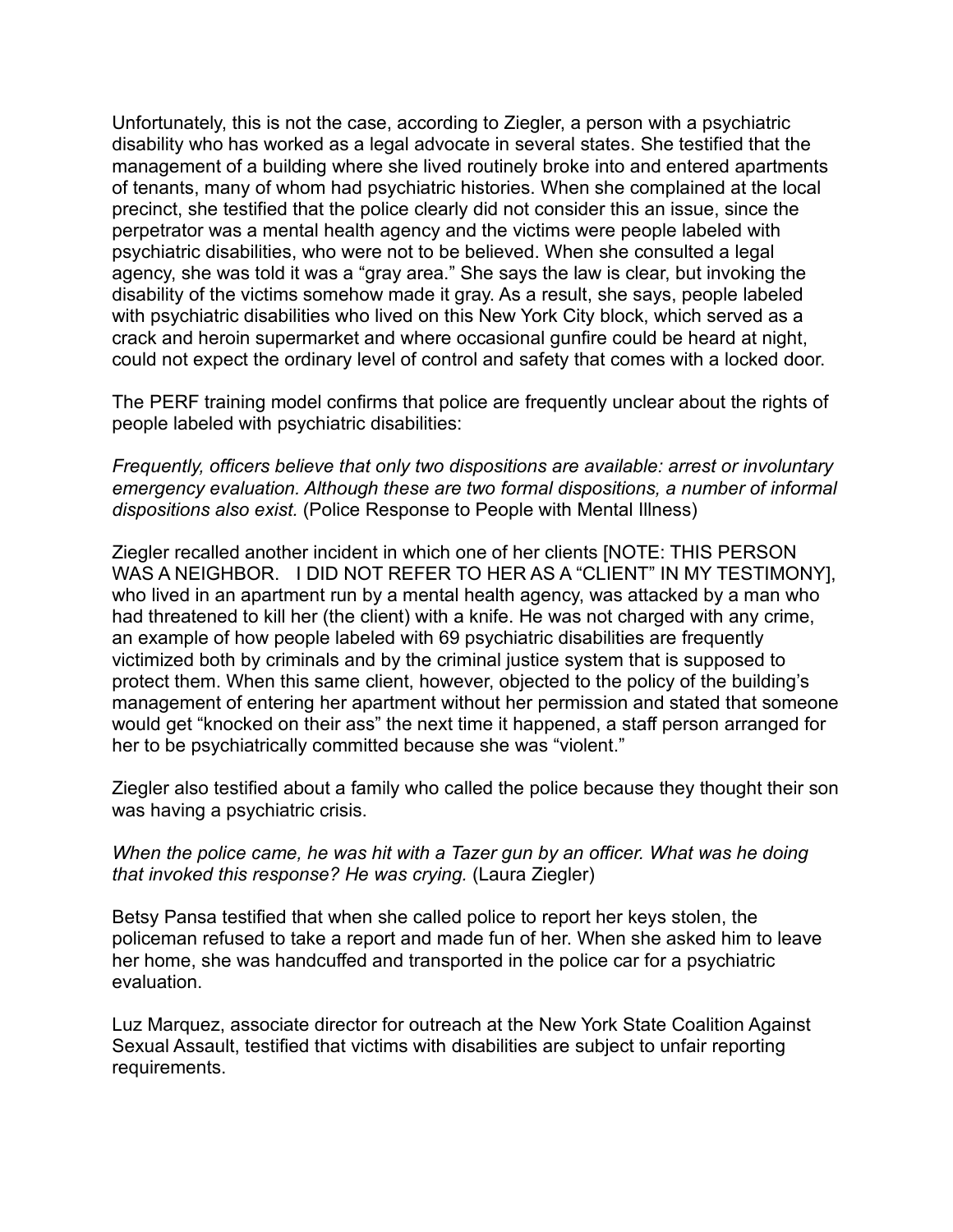Unfortunately, this is not the case, according to Ziegler, a person with a psychiatric disability who has worked as a legal advocate in several states. She testified that the management of a building where she lived routinely broke into and entered apartments of tenants, many of whom had psychiatric histories. When she complained at the local precinct, she testified that the police clearly did not consider this an issue, since the perpetrator was a mental health agency and the victims were people labeled with psychiatric disabilities, who were not to be believed. When she consulted a legal agency, she was told it was a "gray area." She says the law is clear, but invoking the disability of the victims somehow made it gray. As a result, she says, people labeled with psychiatric disabilities who lived on this New York City block, which served as a crack and heroin supermarket and where occasional gunfire could be heard at night, could not expect the ordinary level of control and safety that comes with a locked door.

The PERF training model confirms that police are frequently unclear about the rights of people labeled with psychiatric disabilities:

*Frequently, officers believe that only two dispositions are available: arrest or involuntary emergency evaluation. Although these are two formal dispositions, a number of informal dispositions also exist.* (Police Response to People with Mental Illness)

Ziegler recalled another incident in which one of her clients [NOTE: THIS PERSON WAS A NEIGHBOR. I DID NOT REFER TO HER AS A "CLIENT" IN MY TESTIMONY], who lived in an apartment run by a mental health agency, was attacked by a man who had threatened to kill her (the client) with a knife. He was not charged with any crime, an example of how people labeled with 69 psychiatric disabilities are frequently victimized both by criminals and by the criminal justice system that is supposed to protect them. When this same client, however, objected to the policy of the building's management of entering her apartment without her permission and stated that someone would get "knocked on their ass" the next time it happened, a staff person arranged for her to be psychiatrically committed because she was "violent."

Ziegler also testified about a family who called the police because they thought their son was having a psychiatric crisis.

*When the police came, he was hit with a Tazer gun by an officer. What was he doing that invoked this response? He was crying.* (Laura Ziegler)

Betsy Pansa testified that when she called police to report her keys stolen, the policeman refused to take a report and made fun of her. When she asked him to leave her home, she was handcuffed and transported in the police car for a psychiatric evaluation.

Luz Marquez, associate director for outreach at the New York State Coalition Against Sexual Assault, testified that victims with disabilities are subject to unfair reporting requirements.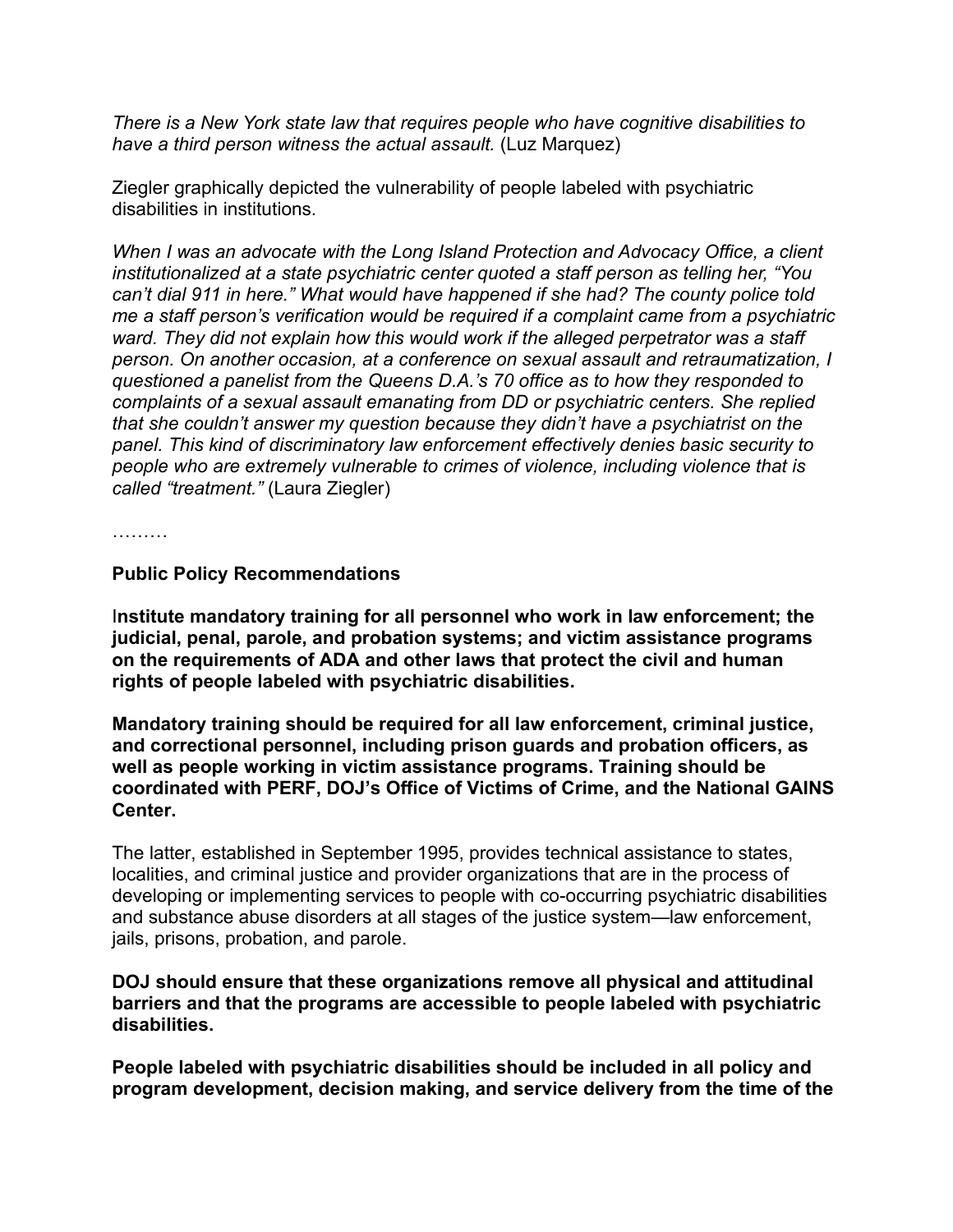*There is a New York state law that requires people who have cognitive disabilities to have a third person witness the actual assault.* (Luz Marquez)

Ziegler graphically depicted the vulnerability of people labeled with psychiatric disabilities in institutions.

*When I was an advocate with the Long Island Protection and Advocacy Office, a client institutionalized at a state psychiatric center quoted a staff person as telling her, "You can't dial 911 in here." What would have happened if she had? The county police told me a staff person's verification would be required if a complaint came from a psychiatric ward. They did not explain how this would work if the alleged perpetrator was a staff person. On another occasion, at a conference on sexual assault and retraumatization, I questioned a panelist from the Queens D.A.'s 70 office as to how they responded to complaints of a sexual assault emanating from DD or psychiatric centers. She replied that she couldn't answer my question because they didn't have a psychiatrist on the panel. This kind of discriminatory law enforcement effectively denies basic security to people who are extremely vulnerable to crimes of violence, including violence that is called "treatment."* (Laura Ziegler)

………

**Public Policy Recommendations**

**Institute mandatory training for all personnel who work in law enforcement; the judicial, penal, parole, and probation systems; and victim assistance programs on the requirements of ADA and other laws that protect the civil and human rights of people labeled with psychiatric disabilities.**

**Mandatory training should be required for all law enforcement, criminal justice, and correctional personnel, including prison guards and probation officers, as well as people working in victim assistance programs. Training should be coordinated with PERF, DOJ's Office of Victims of Crime, and the National GAINS Center.**

The latter, established in September 1995, provides technical assistance to states, localities, and criminal justice and provider organizations that are in the process of developing or implementing services to people with co-occurring psychiatric disabilities and substance abuse disorders at all stages of the justice system—law enforcement, jails, prisons, probation, and parole.

**DOJ should ensure that these organizations remove all physical and attitudinal barriers and that the programs are accessible to people labeled with psychiatric disabilities.**

**People labeled with psychiatric disabilities should be included in all policy and program development, decision making, and service delivery from the time of the**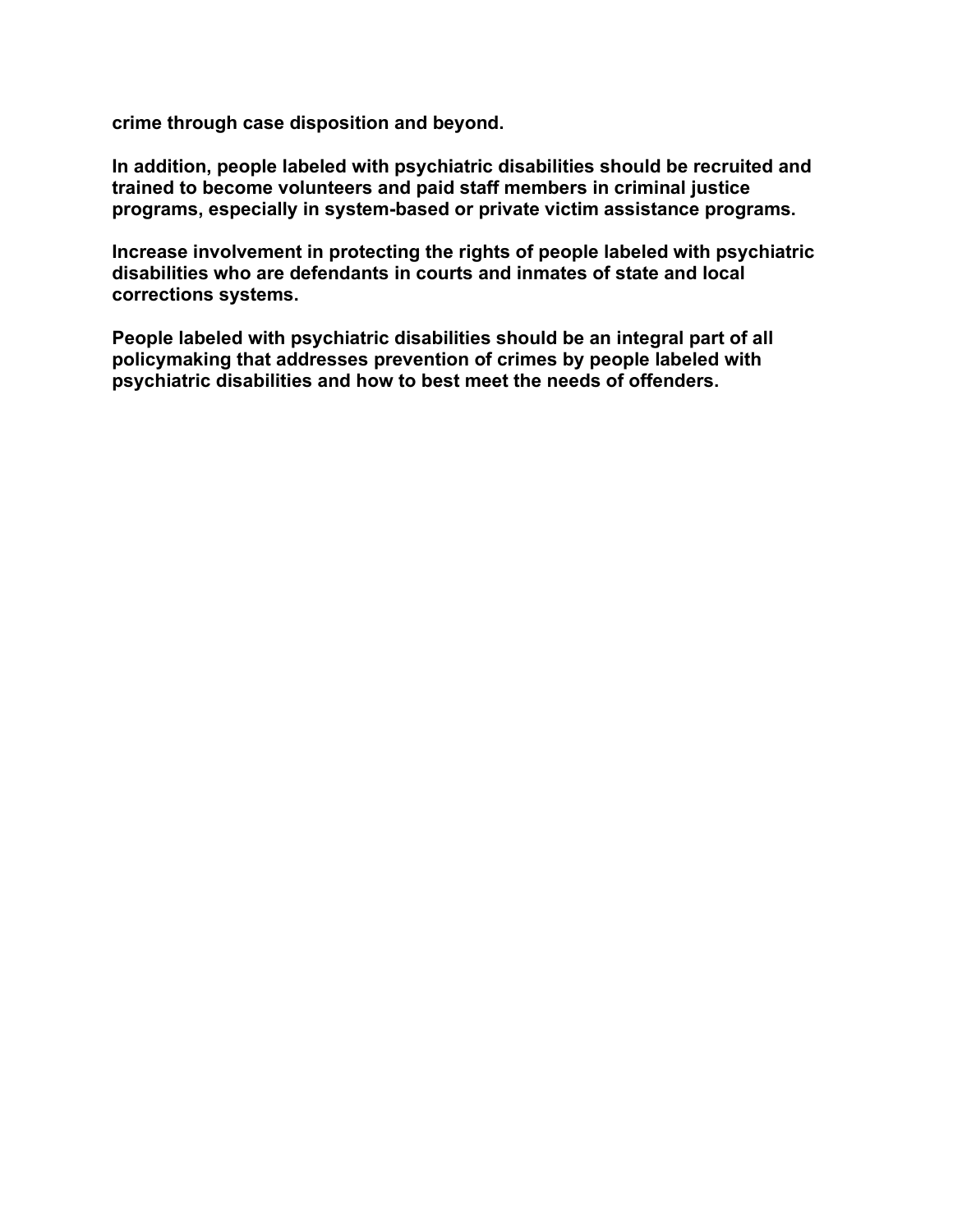**crime through case disposition and beyond.**

**In addition, people labeled with psychiatric disabilities should be recruited and trained to become volunteers and paid staff members in criminal justice programs, especially in system-based or private victim assistance programs.**

**Increase involvement in protecting the rights of people labeled with psychiatric disabilities who are defendants in courts and inmates of state and local corrections systems.**

**People labeled with psychiatric disabilities should be an integral part of all policymaking that addresses prevention of crimes by people labeled with psychiatric disabilities and how to best meet the needs of offenders.**